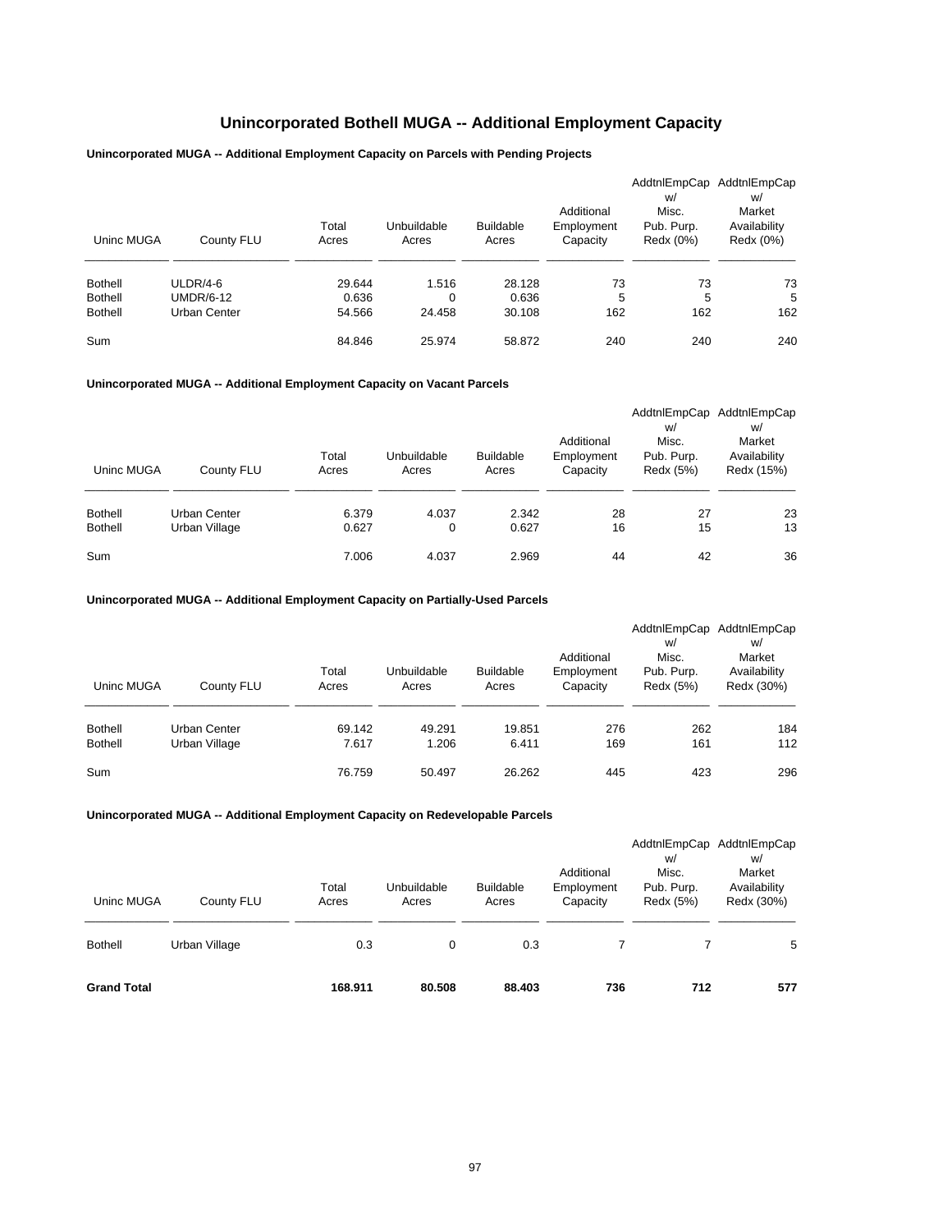# Unincorporated Bothell MUGA -- Additional Employment Capacity

### Unincorporated MUGA -- Additional Employment Capacity on Parcels with Pending Projects

| Uninc MUGA | County FLU | Total Acres | Unbuildable Acres | Buildable Acres | Additional Employment Capacity | AddtnlEmpCap w/ Misc. Pub. Purp. Redx (0%) | AddtnlEmpCap w/ Market Availability Redx (0%) |
|---|---|---|---|---|---|---|---|
| Bothell | ULDR/4-6 | 29.644 | 1.516 | 28.128 | 73 | 73 | 73 |
| Bothell | UMDR/6-12 | 0.636 | 0 | 0.636 | 5 | 5 | 5 |
| Bothell | Urban Center | 54.566 | 24.458 | 30.108 | 162 | 162 | 162 |
| Sum | | 84.846 | 25.974 | 58.872 | 240 | 240 | 240 |

### Unincorporated MUGA -- Additional Employment Capacity on Vacant Parcels

| Uninc MUGA | County FLU | Total Acres | Unbuildable Acres | Buildable Acres | Additional Employment Capacity | AddtnlEmpCap w/ Misc. Pub. Purp. Redx (5%) | AddtnlEmpCap w/ Market Availability Redx (15%) |
|---|---|---|---|---|---|---|---|
| Bothell | Urban Center | 6.379 | 4.037 | 2.342 | 28 | 27 | 23 |
| Bothell | Urban Village | 0.627 | 0 | 0.627 | 16 | 15 | 13 |
| Sum | | 7.006 | 4.037 | 2.969 | 44 | 42 | 36 |

### Unincorporated MUGA -- Additional Employment Capacity on Partially-Used Parcels

| Uninc MUGA | County FLU | Total Acres | Unbuildable Acres | Buildable Acres | Additional Employment Capacity | AddtnlEmpCap w/ Misc. Pub. Purp. Redx (5%) | AddtnlEmpCap w/ Market Availability Redx (30%) |
|---|---|---|---|---|---|---|---|
| Bothell | Urban Center | 69.142 | 49.291 | 19.851 | 276 | 262 | 184 |
| Bothell | Urban Village | 7.617 | 1.206 | 6.411 | 169 | 161 | 112 |
| Sum | | 76.759 | 50.497 | 26.262 | 445 | 423 | 296 |

### Unincorporated MUGA -- Additional Employment Capacity on Redevelopable Parcels

| Uninc MUGA | County FLU | Total Acres | Unbuildable Acres | Buildable Acres | Additional Employment Capacity | AddtnlEmpCap w/ Misc. Pub. Purp. Redx (5%) | AddtnlEmpCap w/ Market Availability Redx (30%) |
|---|---|---|---|---|---|---|---|
| Bothell | Urban Village | 0.3 | 0 | 0.3 | 7 | 7 | 5 |
| **Grand Total** | | **168.911** | **80.508** | **88.403** | **736** | **712** | **577** |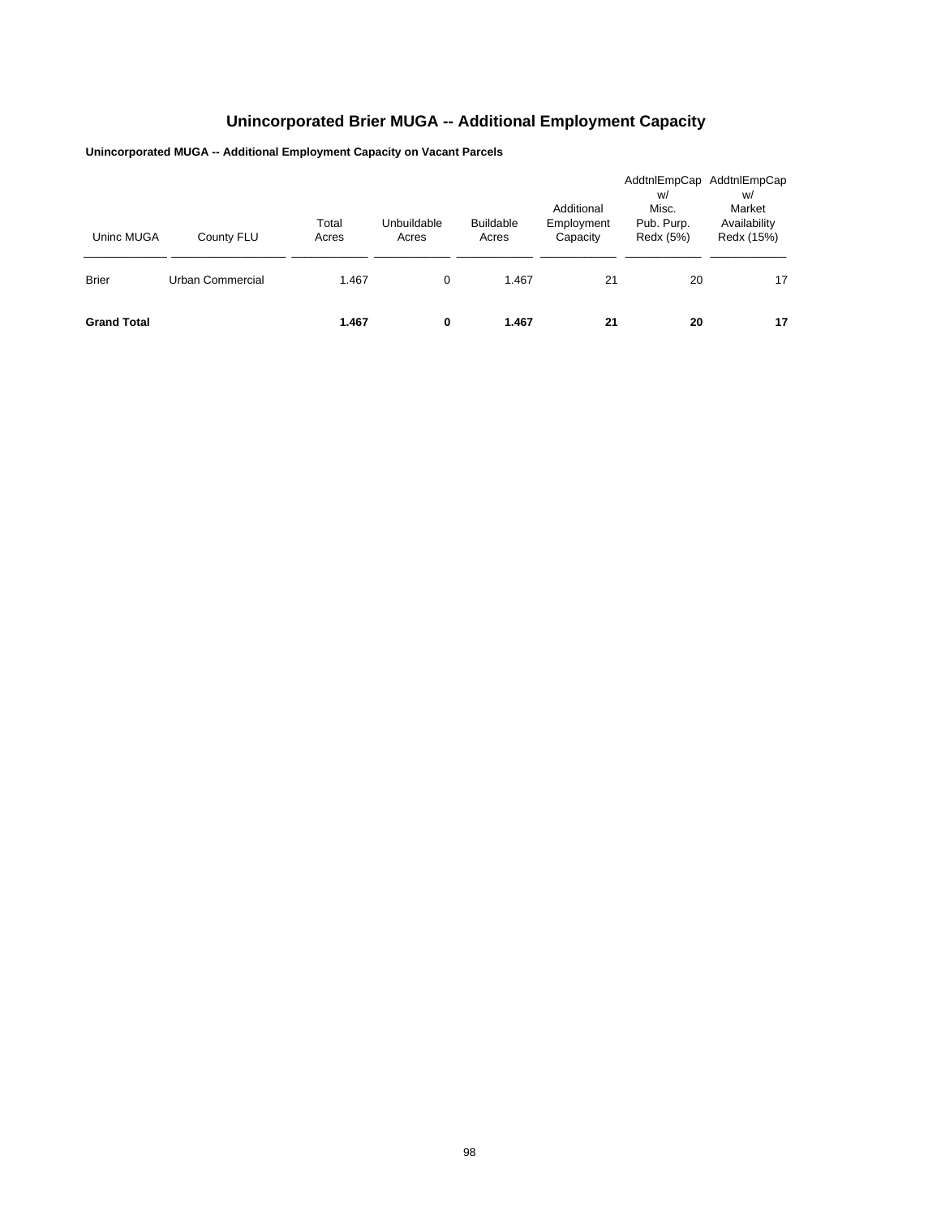# Unincorporated Brier MUGA -- Additional Employment Capacity

**Unincorporated MUGA -- Additional Employment Capacity on Vacant Parcels**

| Uninc MUGA | County FLU | Total Acres | Unbuildable Acres | Buildable Acres | Additional Employment Capacity | AddtnlEmpCap w/ Misc. Pub. Purp. Redx (5%) | AddtnlEmpCap w/ Market Availability Redx (15%) |
|---|---|---|---|---|---|---|---|
| Brier | Urban Commercial | 1.467 | 0 | 1.467 | 21 | 20 | 17 |
| **Grand Total** | | **1.467** | **0** | **1.467** | **21** | **20** | **17** |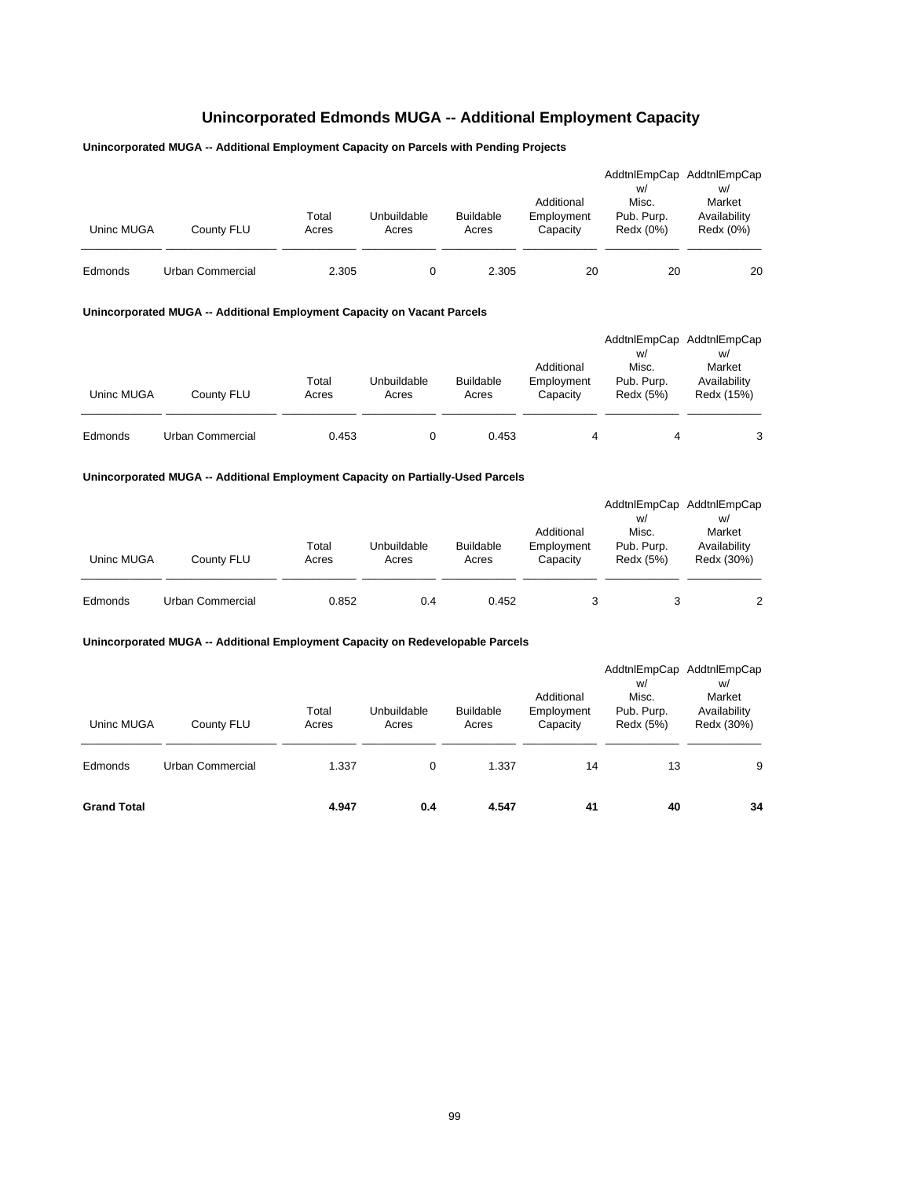# Unincorporated Edmonds MUGA -- Additional Employment Capacity

### Unincorporated MUGA -- Additional Employment Capacity on Parcels with Pending Projects

| Uninc MUGA | County FLU | Total Acres | Unbuildable Acres | Buildable Acres | Additional Employment Capacity | AddtnlEmpCap w/ Misc. Pub. Purp. Redx (0%) | AddtnlEmpCap w/ Market Availability Redx (0%) |
|---|---|---|---|---|---|---|---|
| Edmonds | Urban Commercial | 2.305 | 0 | 2.305 | 20 | 20 | 20 |

### Unincorporated MUGA -- Additional Employment Capacity on Vacant Parcels

| Uninc MUGA | County FLU | Total Acres | Unbuildable Acres | Buildable Acres | Additional Employment Capacity | AddtnlEmpCap w/ Misc. Pub. Purp. Redx (5%) | AddtnlEmpCap w/ Market Availability Redx (15%) |
|---|---|---|---|---|---|---|---|
| Edmonds | Urban Commercial | 0.453 | 0 | 0.453 | 4 | 4 | 3 |

### Unincorporated MUGA -- Additional Employment Capacity on Partially-Used Parcels

| Uninc MUGA | County FLU | Total Acres | Unbuildable Acres | Buildable Acres | Additional Employment Capacity | AddtnlEmpCap w/ Misc. Pub. Purp. Redx (5%) | AddtnlEmpCap w/ Market Availability Redx (30%) |
|---|---|---|---|---|---|---|---|
| Edmonds | Urban Commercial | 0.852 | 0.4 | 0.452 | 3 | 3 | 2 |

### Unincorporated MUGA -- Additional Employment Capacity on Redevelopable Parcels

| Uninc MUGA | County FLU | Total Acres | Unbuildable Acres | Buildable Acres | Additional Employment Capacity | AddtnlEmpCap w/ Misc. Pub. Purp. Redx (5%) | AddtnlEmpCap w/ Market Availability Redx (30%) |
|---|---|---|---|---|---|---|---|
| Edmonds | Urban Commercial | 1.337 | 0 | 1.337 | 14 | 13 | 9 |
| **Grand Total** | | **4.947** | **0.4** | **4.547** | **41** | **40** | **34** |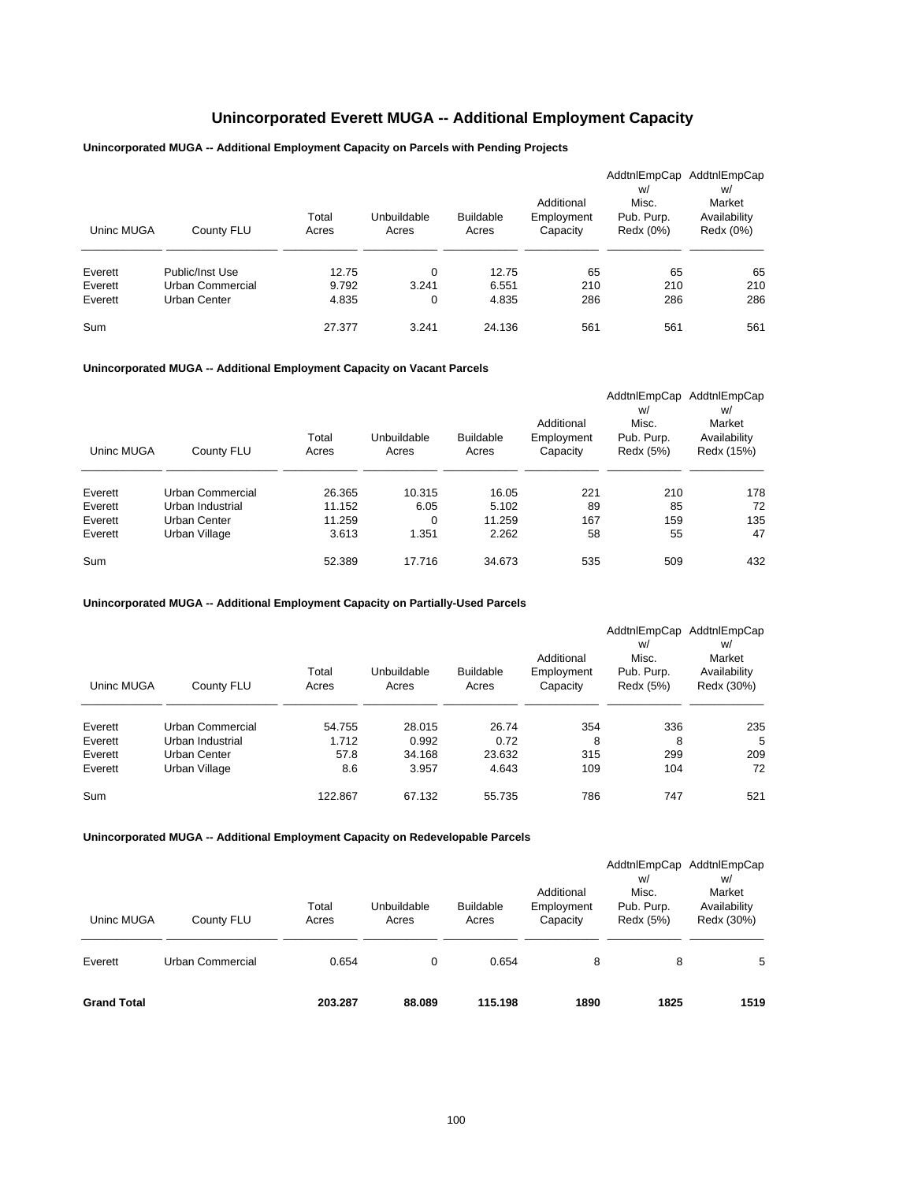# Unincorporated Everett MUGA -- Additional Employment Capacity

### Unincorporated MUGA -- Additional Employment Capacity on Parcels with Pending Projects

| Uninc MUGA | County FLU | Total Acres | Unbuildable Acres | Buildable Acres | Additional Employment Capacity | AddtnlEmpCap w/ Misc. Pub. Purp. Redx (0%) | AddtnlEmpCap w/ Market Availability Redx (0%) |
|---|---|---|---|---|---|---|---|
| Everett | Public/Inst Use | 12.75 | 0 | 12.75 | 65 | 65 | 65 |
| Everett | Urban Commercial | 9.792 | 3.241 | 6.551 | 210 | 210 | 210 |
| Everett | Urban Center | 4.835 | 0 | 4.835 | 286 | 286 | 286 |
| Sum | | 27.377 | 3.241 | 24.136 | 561 | 561 | 561 |

### Unincorporated MUGA -- Additional Employment Capacity on Vacant Parcels

| Uninc MUGA | County FLU | Total Acres | Unbuildable Acres | Buildable Acres | Additional Employment Capacity | AddtnlEmpCap w/ Misc. Pub. Purp. Redx (5%) | AddtnlEmpCap w/ Market Availability Redx (15%) |
|---|---|---|---|---|---|---|---|
| Everett | Urban Commercial | 26.365 | 10.315 | 16.05 | 221 | 210 | 178 |
| Everett | Urban Industrial | 11.152 | 6.05 | 5.102 | 89 | 85 | 72 |
| Everett | Urban Center | 11.259 | 0 | 11.259 | 167 | 159 | 135 |
| Everett | Urban Village | 3.613 | 1.351 | 2.262 | 58 | 55 | 47 |
| Sum | | 52.389 | 17.716 | 34.673 | 535 | 509 | 432 |

### Unincorporated MUGA -- Additional Employment Capacity on Partially-Used Parcels

| Uninc MUGA | County FLU | Total Acres | Unbuildable Acres | Buildable Acres | Additional Employment Capacity | AddtnlEmpCap w/ Misc. Pub. Purp. Redx (5%) | AddtnlEmpCap w/ Market Availability Redx (30%) |
|---|---|---|---|---|---|---|---|
| Everett | Urban Commercial | 54.755 | 28.015 | 26.74 | 354 | 336 | 235 |
| Everett | Urban Industrial | 1.712 | 0.992 | 0.72 | 8 | 8 | 5 |
| Everett | Urban Center | 57.8 | 34.168 | 23.632 | 315 | 299 | 209 |
| Everett | Urban Village | 8.6 | 3.957 | 4.643 | 109 | 104 | 72 |
| Sum | | 122.867 | 67.132 | 55.735 | 786 | 747 | 521 |

### Unincorporated MUGA -- Additional Employment Capacity on Redevelopable Parcels

| Uninc MUGA | County FLU | Total Acres | Unbuildable Acres | Buildable Acres | Additional Employment Capacity | AddtnlEmpCap w/ Misc. Pub. Purp. Redx (5%) | AddtnlEmpCap w/ Market Availability Redx (30%) |
|---|---|---|---|---|---|---|---|
| Everett | Urban Commercial | 0.654 | 0 | 0.654 | 8 | 8 | 5 |
| **Grand Total** | | **203.287** | **88.089** | **115.198** | **1890** | **1825** | **1519** |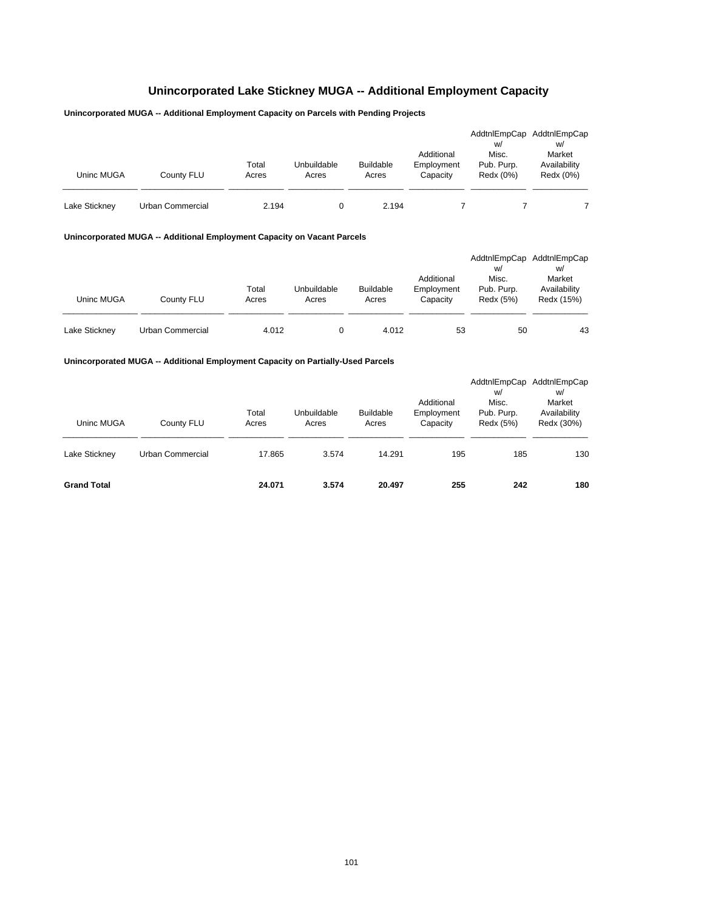# Unincorporated Lake Stickney MUGA -- Additional Employment Capacity

### Unincorporated MUGA -- Additional Employment Capacity on Parcels with Pending Projects

| Uninc MUGA | County FLU | Total Acres | Unbuildable Acres | Buildable Acres | Additional Employment Capacity | AddtnlEmpCap w/ Misc. Pub. Purp. Redx (0%) | AddtnlEmpCap w/ Market Availability Redx (0%) |
|---|---|---|---|---|---|---|---|
| Lake Stickney | Urban Commercial | 2.194 | 0 | 2.194 | 7 | 7 | 7 |

### Unincorporated MUGA -- Additional Employment Capacity on Vacant Parcels

| Uninc MUGA | County FLU | Total Acres | Unbuildable Acres | Buildable Acres | Additional Employment Capacity | AddtnlEmpCap w/ Misc. Pub. Purp. Redx (5%) | AddtnlEmpCap w/ Market Availability Redx (15%) |
|---|---|---|---|---|---|---|---|
| Lake Stickney | Urban Commercial | 4.012 | 0 | 4.012 | 53 | 50 | 43 |

### Unincorporated MUGA -- Additional Employment Capacity on Partially-Used Parcels

| Uninc MUGA | County FLU | Total Acres | Unbuildable Acres | Buildable Acres | Additional Employment Capacity | AddtnlEmpCap w/ Misc. Pub. Purp. Redx (5%) | AddtnlEmpCap w/ Market Availability Redx (30%) |
|---|---|---|---|---|---|---|---|
| Lake Stickney | Urban Commercial | 17.865 | 3.574 | 14.291 | 195 | 185 | 130 |
| **Grand Total** | | **24.071** | **3.574** | **20.497** | **255** | **242** | **180** |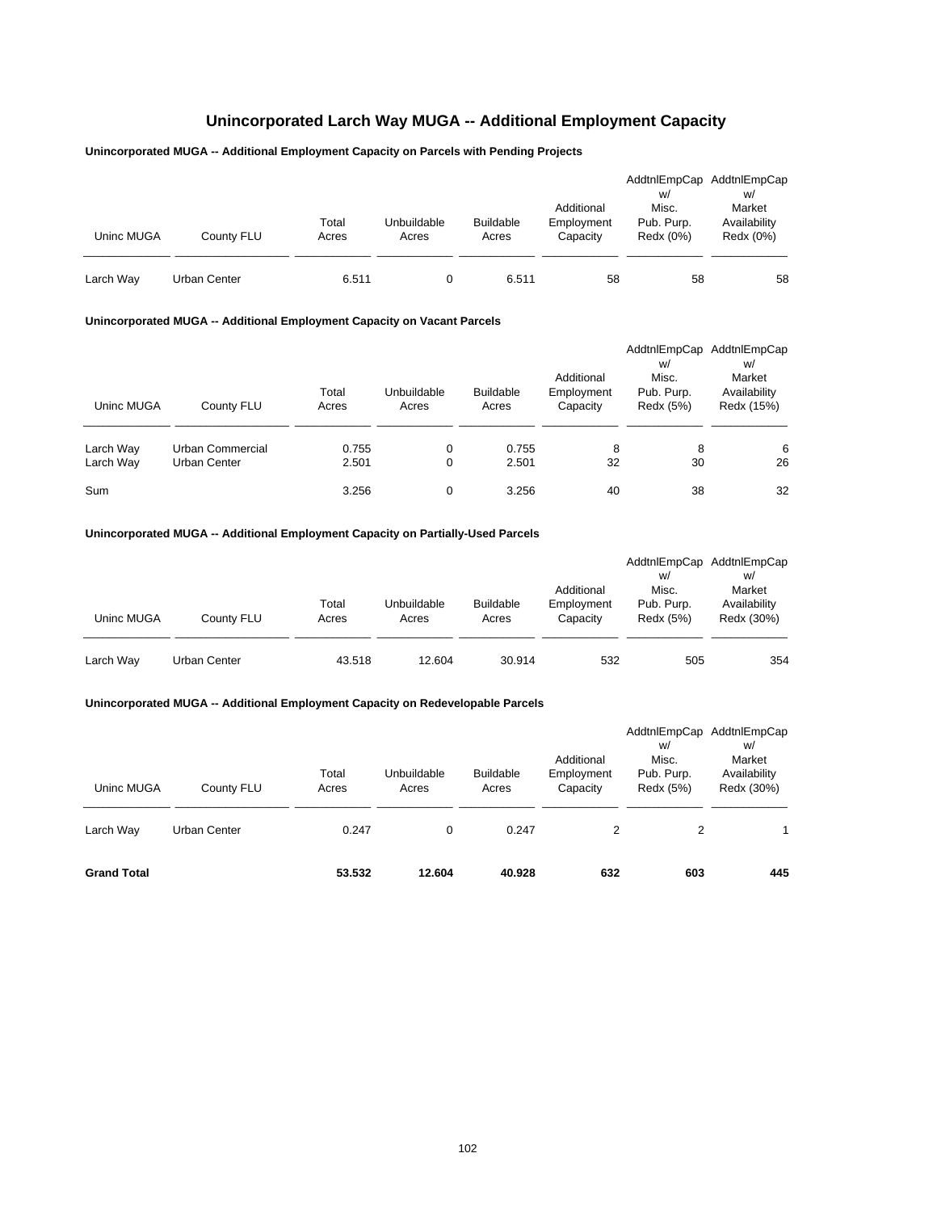# Unincorporated Larch Way MUGA -- Additional Employment Capacity

### Unincorporated MUGA -- Additional Employment Capacity on Parcels with Pending Projects

| Uninc MUGA | County FLU | Total Acres | Unbuildable Acres | Buildable Acres | Additional Employment Capacity | AddtnlEmpCap w/ Misc. Pub. Purp. Redx (0%) | AddtnlEmpCap w/ Market Availability Redx (0%) |
|---|---|---|---|---|---|---|---|
| Larch Way | Urban Center | 6.511 | 0 | 6.511 | 58 | 58 | 58 |

### Unincorporated MUGA -- Additional Employment Capacity on Vacant Parcels

| Uninc MUGA | County FLU | Total Acres | Unbuildable Acres | Buildable Acres | Additional Employment Capacity | AddtnlEmpCap w/ Misc. Pub. Purp. Redx (5%) | AddtnlEmpCap w/ Market Availability Redx (15%) |
|---|---|---|---|---|---|---|---|
| Larch Way | Urban Commercial | 0.755 | 0 | 0.755 | 8 | 8 | 6 |
| Larch Way | Urban Center | 2.501 | 0 | 2.501 | 32 | 30 | 26 |
| Sum | | 3.256 | 0 | 3.256 | 40 | 38 | 32 |

### Unincorporated MUGA -- Additional Employment Capacity on Partially-Used Parcels

| Uninc MUGA | County FLU | Total Acres | Unbuildable Acres | Buildable Acres | Additional Employment Capacity | AddtnlEmpCap w/ Misc. Pub. Purp. Redx (5%) | AddtnlEmpCap w/ Market Availability Redx (30%) |
|---|---|---|---|---|---|---|---|
| Larch Way | Urban Center | 43.518 | 12.604 | 30.914 | 532 | 505 | 354 |

### Unincorporated MUGA -- Additional Employment Capacity on Redevelopable Parcels

| Uninc MUGA | County FLU | Total Acres | Unbuildable Acres | Buildable Acres | Additional Employment Capacity | AddtnlEmpCap w/ Misc. Pub. Purp. Redx (5%) | AddtnlEmpCap w/ Market Availability Redx (30%) |
|---|---|---|---|---|---|---|---|
| Larch Way | Urban Center | 0.247 | 0 | 0.247 | 2 | 2 | 1 |
| **Grand Total** | | **53.532** | **12.604** | **40.928** | **632** | **603** | **445** |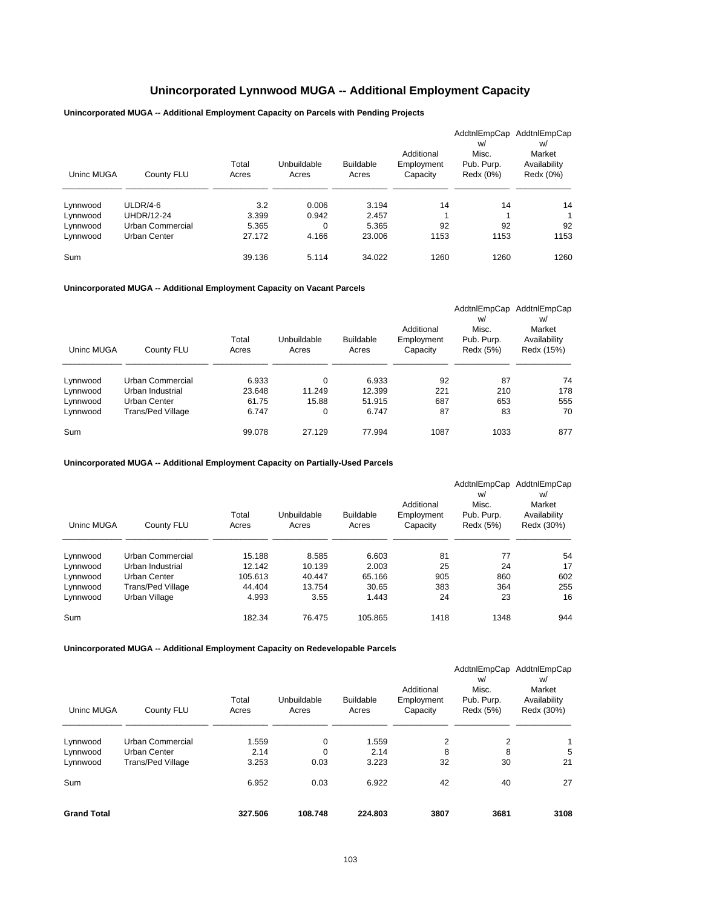# Unincorporated Lynnwood MUGA -- Additional Employment Capacity

**Unincorporated MUGA -- Additional Employment Capacity on Parcels with Pending Projects**

| Uninc MUGA | County FLU | Total Acres | Unbuildable Acres | Buildable Acres | Additional Employment Capacity | AddtnlEmpCap w/ Misc. Pub. Purp. Redx (0%) | AddtnlEmpCap w/ Market Availability Redx (0%) |
|---|---|---|---|---|---|---|---|
| Lynnwood | ULDR/4-6 | 3.2 | 0.006 | 3.194 | 14 | 14 | 14 |
| Lynnwood | UHDR/12-24 | 3.399 | 0.942 | 2.457 | 1 | 1 | 1 |
| Lynnwood | Urban Commercial | 5.365 | 0 | 5.365 | 92 | 92 | 92 |
| Lynnwood | Urban Center | 27.172 | 4.166 | 23.006 | 1153 | 1153 | 1153 |
| Sum | | 39.136 | 5.114 | 34.022 | 1260 | 1260 | 1260 |

**Unincorporated MUGA -- Additional Employment Capacity on Vacant Parcels**

| Uninc MUGA | County FLU | Total Acres | Unbuildable Acres | Buildable Acres | Additional Employment Capacity | AddtnlEmpCap w/ Misc. Pub. Purp. Redx (5%) | AddtnlEmpCap w/ Market Availability Redx (15%) |
|---|---|---|---|---|---|---|---|
| Lynnwood | Urban Commercial | 6.933 | 0 | 6.933 | 92 | 87 | 74 |
| Lynnwood | Urban Industrial | 23.648 | 11.249 | 12.399 | 221 | 210 | 178 |
| Lynnwood | Urban Center | 61.75 | 15.88 | 51.915 | 687 | 653 | 555 |
| Lynnwood | Trans/Ped Village | 6.747 | 0 | 6.747 | 87 | 83 | 70 |
| Sum | | 99.078 | 27.129 | 77.994 | 1087 | 1033 | 877 |

**Unincorporated MUGA -- Additional Employment Capacity on Partially-Used Parcels**

| Uninc MUGA | County FLU | Total Acres | Unbuildable Acres | Buildable Acres | Additional Employment Capacity | AddtnlEmpCap w/ Misc. Pub. Purp. Redx (5%) | AddtnlEmpCap w/ Market Availability Redx (30%) |
|---|---|---|---|---|---|---|---|
| Lynnwood | Urban Commercial | 15.188 | 8.585 | 6.603 | 81 | 77 | 54 |
| Lynnwood | Urban Industrial | 12.142 | 10.139 | 2.003 | 25 | 24 | 17 |
| Lynnwood | Urban Center | 105.613 | 40.447 | 65.166 | 905 | 860 | 602 |
| Lynnwood | Trans/Ped Village | 44.404 | 13.754 | 30.65 | 383 | 364 | 255 |
| Lynnwood | Urban Village | 4.993 | 3.55 | 1.443 | 24 | 23 | 16 |
| Sum | | 182.34 | 76.475 | 105.865 | 1418 | 1348 | 944 |

**Unincorporated MUGA -- Additional Employment Capacity on Redevelopable Parcels**

| Uninc MUGA | County FLU | Total Acres | Unbuildable Acres | Buildable Acres | Additional Employment Capacity | AddtnlEmpCap w/ Misc. Pub. Purp. Redx (5%) | AddtnlEmpCap w/ Market Availability Redx (30%) |
|---|---|---|---|---|---|---|---|
| Lynnwood | Urban Commercial | 1.559 | 0 | 1.559 | 2 | 2 | 1 |
| Lynnwood | Urban Center | 2.14 | 0 | 2.14 | 8 | 8 | 5 |
| Lynnwood | Trans/Ped Village | 3.253 | 0.03 | 3.223 | 32 | 30 | 21 |
| Sum | | 6.952 | 0.03 | 6.922 | 42 | 40 | 27 |
| **Grand Total** | | **327.506** | **108.748** | **224.803** | **3807** | **3681** | **3108** |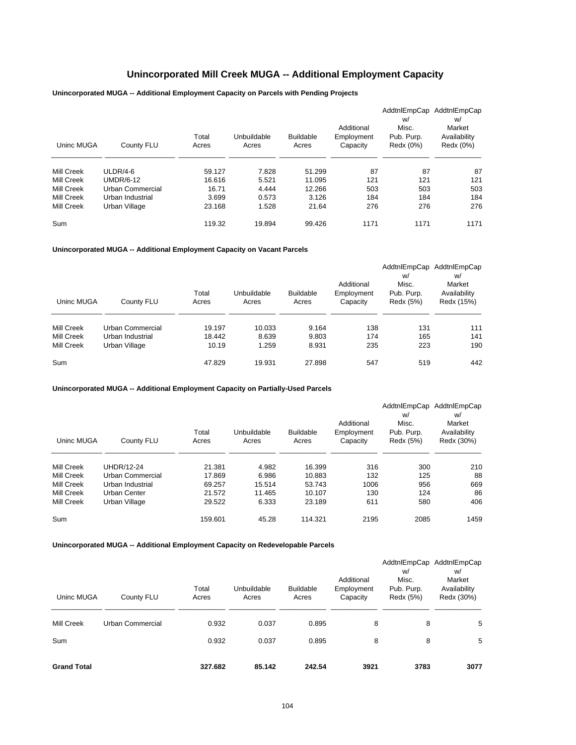# Unincorporated Mill Creek MUGA -- Additional Employment Capacity

### Unincorporated MUGA -- Additional Employment Capacity on Parcels with Pending Projects

| Uninc MUGA | County FLU | Total Acres | Unbuildable Acres | Buildable Acres | Additional Employment Capacity | AddtnlEmpCap w/ Misc. Pub. Purp. Redx (0%) | AddtnlEmpCap w/ Market Availability Redx (0%) |
|---|---|---|---|---|---|---|---|
| Mill Creek | ULDR/4-6 | 59.127 | 7.828 | 51.299 | 87 | 87 | 87 |
| Mill Creek | UMDR/6-12 | 16.616 | 5.521 | 11.095 | 121 | 121 | 121 |
| Mill Creek | Urban Commercial | 16.71 | 4.444 | 12.266 | 503 | 503 | 503 |
| Mill Creek | Urban Industrial | 3.699 | 0.573 | 3.126 | 184 | 184 | 184 |
| Mill Creek | Urban Village | 23.168 | 1.528 | 21.64 | 276 | 276 | 276 |
| Sum | | 119.32 | 19.894 | 99.426 | 1171 | 1171 | 1171 |

### Unincorporated MUGA -- Additional Employment Capacity on Vacant Parcels

| Uninc MUGA | County FLU | Total Acres | Unbuildable Acres | Buildable Acres | Additional Employment Capacity | AddtnlEmpCap w/ Misc. Pub. Purp. Redx (5%) | AddtnlEmpCap w/ Market Availability Redx (15%) |
|---|---|---|---|---|---|---|---|
| Mill Creek | Urban Commercial | 19.197 | 10.033 | 9.164 | 138 | 131 | 111 |
| Mill Creek | Urban Industrial | 18.442 | 8.639 | 9.803 | 174 | 165 | 141 |
| Mill Creek | Urban Village | 10.19 | 1.259 | 8.931 | 235 | 223 | 190 |
| Sum | | 47.829 | 19.931 | 27.898 | 547 | 519 | 442 |

### Unincorporated MUGA -- Additional Employment Capacity on Partially-Used Parcels

| Uninc MUGA | County FLU | Total Acres | Unbuildable Acres | Buildable Acres | Additional Employment Capacity | AddtnlEmpCap w/ Misc. Pub. Purp. Redx (5%) | AddtnlEmpCap w/ Market Availability Redx (30%) |
|---|---|---|---|---|---|---|---|
| Mill Creek | UHDR/12-24 | 21.381 | 4.982 | 16.399 | 316 | 300 | 210 |
| Mill Creek | Urban Commercial | 17.869 | 6.986 | 10.883 | 132 | 125 | 88 |
| Mill Creek | Urban Industrial | 69.257 | 15.514 | 53.743 | 1006 | 956 | 669 |
| Mill Creek | Urban Center | 21.572 | 11.465 | 10.107 | 130 | 124 | 86 |
| Mill Creek | Urban Village | 29.522 | 6.333 | 23.189 | 611 | 580 | 406 |
| Sum | | 159.601 | 45.28 | 114.321 | 2195 | 2085 | 1459 |

### Unincorporated MUGA -- Additional Employment Capacity on Redevelopable Parcels

| Uninc MUGA | County FLU | Total Acres | Unbuildable Acres | Buildable Acres | Additional Employment Capacity | AddtnlEmpCap w/ Misc. Pub. Purp. Redx (5%) | AddtnlEmpCap w/ Market Availability Redx (30%) |
|---|---|---|---|---|---|---|---|
| Mill Creek | Urban Commercial | 0.932 | 0.037 | 0.895 | 8 | 8 | 5 |
| Sum | | 0.932 | 0.037 | 0.895 | 8 | 8 | 5 |
| **Grand Total** | | **327.682** | **85.142** | **242.54** | **3921** | **3783** | **3077** |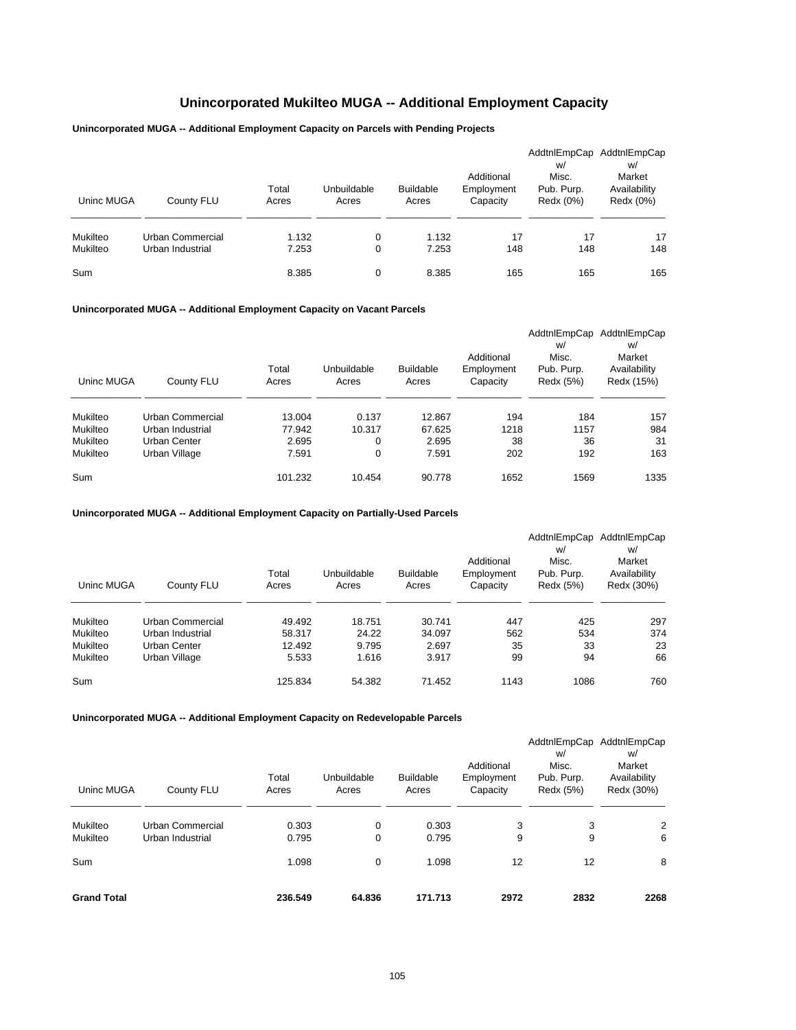# Unincorporated Mukilteo MUGA -- Additional Employment Capacity

### Unincorporated MUGA -- Additional Employment Capacity on Parcels with Pending Projects

| Uninc MUGA | County FLU | Total Acres | Unbuildable Acres | Buildable Acres | Additional Employment Capacity | AddtnlEmpCap w/ Misc. Pub. Purp. Redx (0%) | AddtnlEmpCap w/ Market Availability Redx (0%) |
|---|---|---|---|---|---|---|---|
| Mukilteo | Urban Commercial | 1.132 | 0 | 1.132 | 17 | 17 | 17 |
| Mukilteo | Urban Industrial | 7.253 | 0 | 7.253 | 148 | 148 | 148 |
| Sum | | 8.385 | 0 | 8.385 | 165 | 165 | 165 |

### Unincorporated MUGA -- Additional Employment Capacity on Vacant Parcels

| Uninc MUGA | County FLU | Total Acres | Unbuildable Acres | Buildable Acres | Additional Employment Capacity | AddtnlEmpCap w/ Misc. Pub. Purp. Redx (5%) | AddtnlEmpCap w/ Market Availability Redx (15%) |
|---|---|---|---|---|---|---|---|
| Mukilteo | Urban Commercial | 13.004 | 0.137 | 12.867 | 194 | 184 | 157 |
| Mukilteo | Urban Industrial | 77.942 | 10.317 | 67.625 | 1218 | 1157 | 984 |
| Mukilteo | Urban Center | 2.695 | 0 | 2.695 | 38 | 36 | 31 |
| Mukilteo | Urban Village | 7.591 | 0 | 7.591 | 202 | 192 | 163 |
| Sum | | 101.232 | 10.454 | 90.778 | 1652 | 1569 | 1335 |

### Unincorporated MUGA -- Additional Employment Capacity on Partially-Used Parcels

| Uninc MUGA | County FLU | Total Acres | Unbuildable Acres | Buildable Acres | Additional Employment Capacity | AddtnlEmpCap w/ Misc. Pub. Purp. Redx (5%) | AddtnlEmpCap w/ Market Availability Redx (30%) |
|---|---|---|---|---|---|---|---|
| Mukilteo | Urban Commercial | 49.492 | 18.751 | 30.741 | 447 | 425 | 297 |
| Mukilteo | Urban Industrial | 58.317 | 24.22 | 34.097 | 562 | 534 | 374 |
| Mukilteo | Urban Center | 12.492 | 9.795 | 2.697 | 35 | 33 | 23 |
| Mukilteo | Urban Village | 5.533 | 1.616 | 3.917 | 99 | 94 | 66 |
| Sum | | 125.834 | 54.382 | 71.452 | 1143 | 1086 | 760 |

### Unincorporated MUGA -- Additional Employment Capacity on Redevelopable Parcels

| Uninc MUGA | County FLU | Total Acres | Unbuildable Acres | Buildable Acres | Additional Employment Capacity | AddtnlEmpCap w/ Misc. Pub. Purp. Redx (5%) | AddtnlEmpCap w/ Market Availability Redx (30%) |
|---|---|---|---|---|---|---|---|
| Mukilteo | Urban Commercial | 0.303 | 0 | 0.303 | 3 | 3 | 2 |
| Mukilteo | Urban Industrial | 0.795 | 0 | 0.795 | 9 | 9 | 6 |
| Sum | | 1.098 | 0 | 1.098 | 12 | 12 | 8 |
| **Grand Total** | | **236.549** | **64.836** | **171.713** | **2972** | **2832** | **2268** |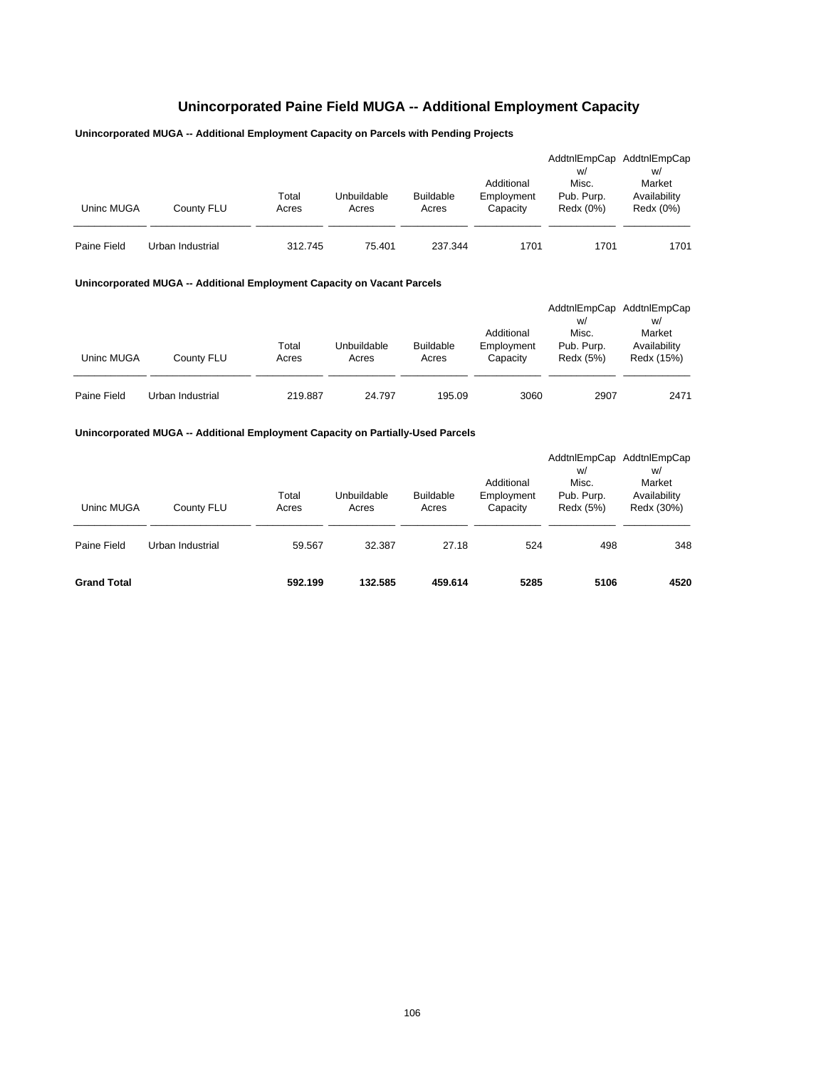# Unincorporated Paine Field MUGA -- Additional Employment Capacity

### Unincorporated MUGA -- Additional Employment Capacity on Parcels with Pending Projects

| Uninc MUGA | County FLU | Total Acres | Unbuildable Acres | Buildable Acres | Additional Employment Capacity | AddtnlEmpCap w/ Misc. Pub. Purp. Redx (0%) | AddtnlEmpCap w/ Market Availability Redx (0%) |
|---|---|---|---|---|---|---|---|
| Paine Field | Urban Industrial | 312.745 | 75.401 | 237.344 | 1701 | 1701 | 1701 |

### Unincorporated MUGA -- Additional Employment Capacity on Vacant Parcels

| Uninc MUGA | County FLU | Total Acres | Unbuildable Acres | Buildable Acres | Additional Employment Capacity | AddtnlEmpCap w/ Misc. Pub. Purp. Redx (5%) | AddtnlEmpCap w/ Market Availability Redx (15%) |
|---|---|---|---|---|---|---|---|
| Paine Field | Urban Industrial | 219.887 | 24.797 | 195.09 | 3060 | 2907 | 2471 |

### Unincorporated MUGA -- Additional Employment Capacity on Partially-Used Parcels

| Uninc MUGA | County FLU | Total Acres | Unbuildable Acres | Buildable Acres | Additional Employment Capacity | AddtnlEmpCap w/ Misc. Pub. Purp. Redx (5%) | AddtnlEmpCap w/ Market Availability Redx (30%) |
|---|---|---|---|---|---|---|---|
| Paine Field | Urban Industrial | 59.567 | 32.387 | 27.18 | 524 | 498 | 348 |
| **Grand Total** | | **592.199** | **132.585** | **459.614** | **5285** | **5106** | **4520** |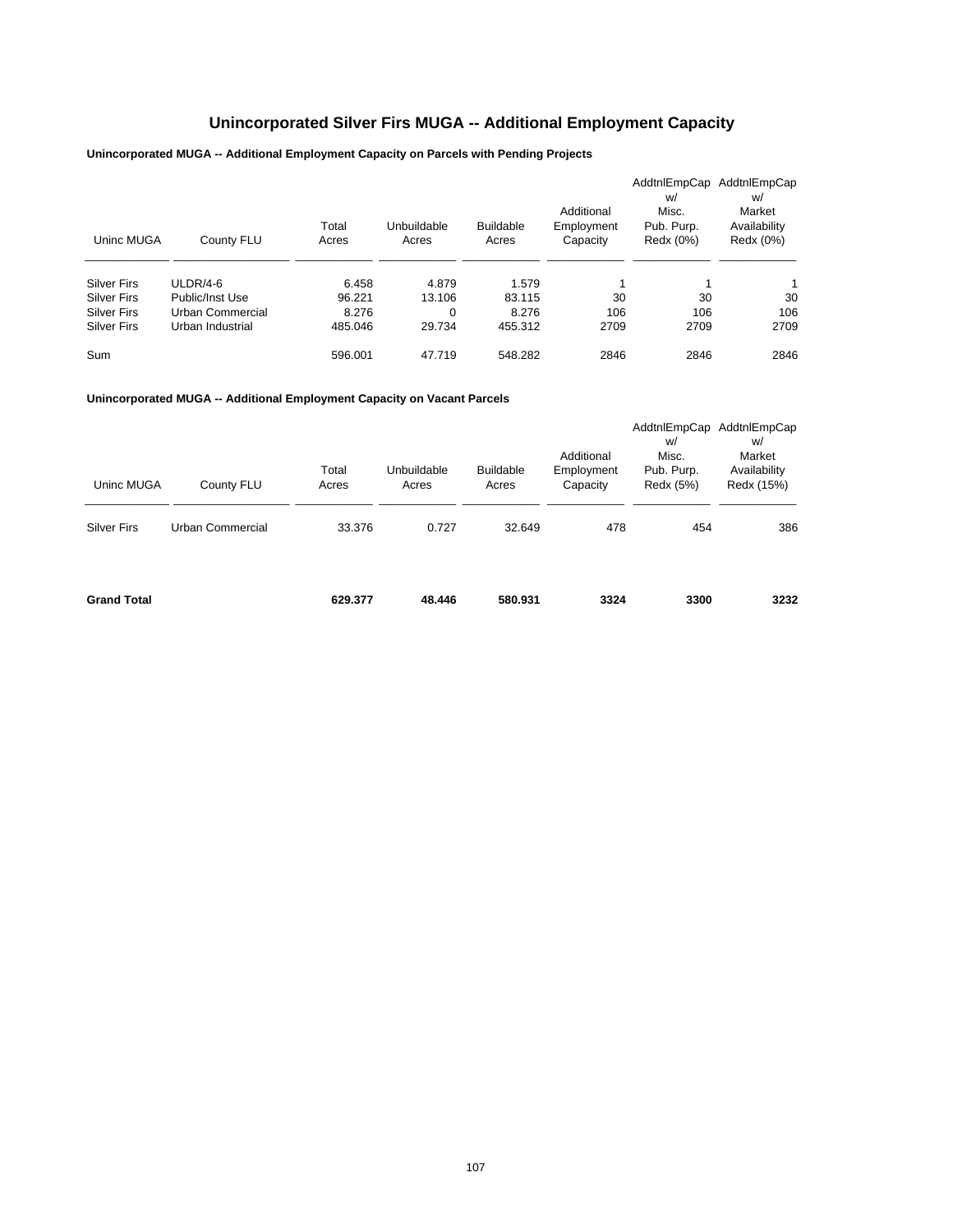# Unincorporated Silver Firs MUGA -- Additional Employment Capacity

### Unincorporated MUGA -- Additional Employment Capacity on Parcels with Pending Projects

| Uninc MUGA | County FLU | Total Acres | Unbuildable Acres | Buildable Acres | Additional Employment Capacity | AddtnlEmpCap w/ Misc. Pub. Purp. Redx (0%) | AddtnlEmpCap w/ Market Availability Redx (0%) |
|---|---|---|---|---|---|---|---|
| Silver Firs | ULDR/4-6 | 6.458 | 4.879 | 1.579 | 1 | 1 | 1 |
| Silver Firs | Public/Inst Use | 96.221 | 13.106 | 83.115 | 30 | 30 | 30 |
| Silver Firs | Urban Commercial | 8.276 | 0 | 8.276 | 106 | 106 | 106 |
| Silver Firs | Urban Industrial | 485.046 | 29.734 | 455.312 | 2709 | 2709 | 2709 |
| Sum | | 596.001 | 47.719 | 548.282 | 2846 | 2846 | 2846 |

### Unincorporated MUGA -- Additional Employment Capacity on Vacant Parcels

| Uninc MUGA | County FLU | Total Acres | Unbuildable Acres | Buildable Acres | Additional Employment Capacity | AddtnlEmpCap w/ Misc. Pub. Purp. Redx (5%) | AddtnlEmpCap w/ Market Availability Redx (15%) |
|---|---|---|---|---|---|---|---|
| Silver Firs | Urban Commercial | 33.376 | 0.727 | 32.649 | 478 | 454 | 386 |
| **Grand Total** | | **629.377** | **48.446** | **580.931** | **3324** | **3300** | **3232** |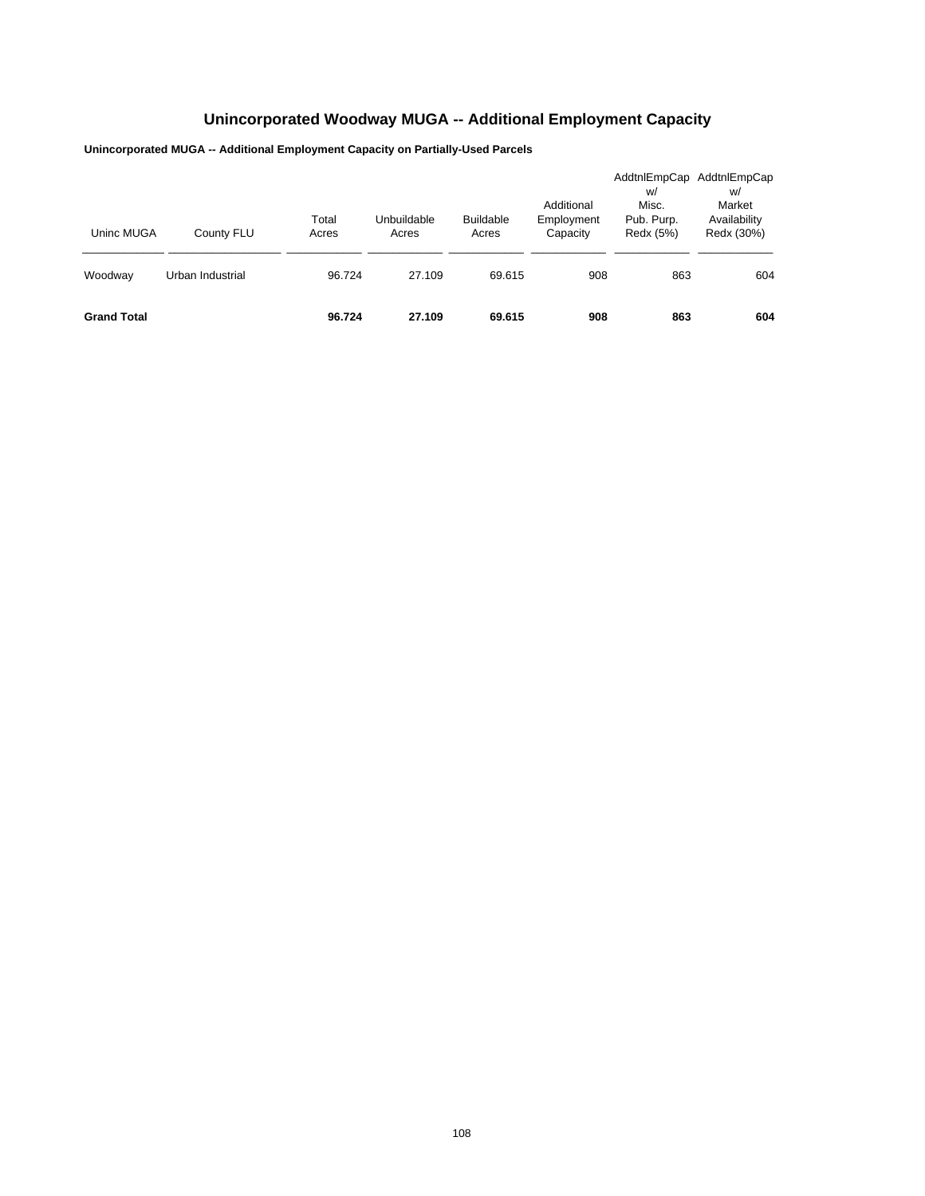# Unincorporated Woodway MUGA -- Additional Employment Capacity

**Unincorporated MUGA -- Additional Employment Capacity on Partially-Used Parcels**

| Uninc MUGA | County FLU | Total Acres | Unbuildable Acres | Buildable Acres | Additional Employment Capacity | AddtnlEmpCap w/ Misc. Pub. Purp. Redx (5%) | AddtnlEmpCap w/ Market Availability Redx (30%) |
|---|---|---|---|---|---|---|---|
| Woodway | Urban Industrial | 96.724 | 27.109 | 69.615 | 908 | 863 | 604 |
| **Grand Total** | | **96.724** | **27.109** | **69.615** | **908** | **863** | **604** |